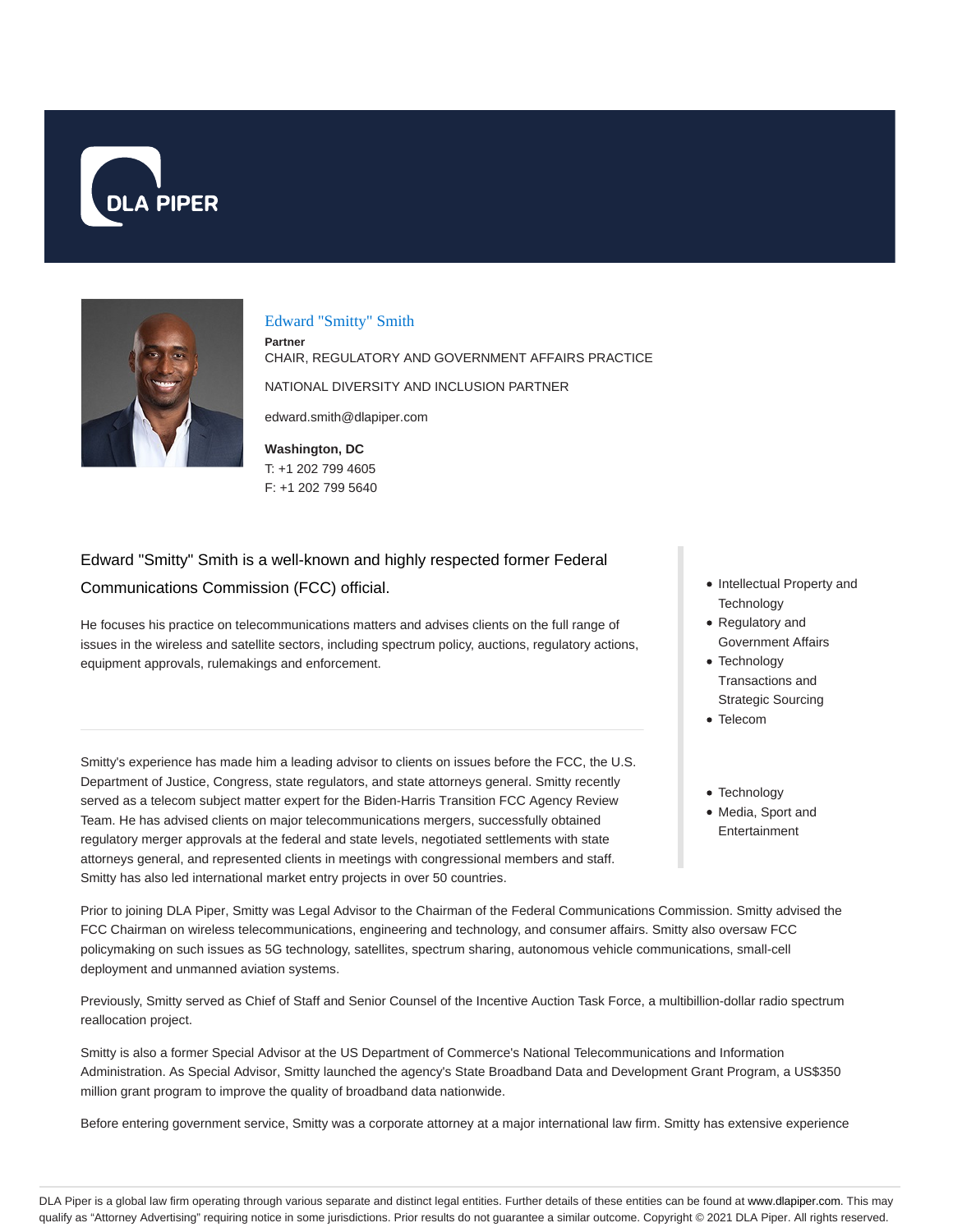# Edward "Smitty" Smith

**Partner**

CHAIR, REGULATORY AND GOVERNMENT AFFAIRS PRACTICE

NATIONAL DIVERSITY AND INCLUSION PARTNER

edward.smith@dlapiper.com

**Washington, DC**
T: +1 202 799 4605
F: +1 202 799 5640

Edward "Smitty" Smith is a well-known and highly respected former Federal Communications Commission (FCC) official.

He focuses his practice on telecommunications matters and advises clients on the full range of issues in the wireless and satellite sectors, including spectrum policy, auctions, regulatory actions, equipment approvals, rulemakings and enforcement.

- Intellectual Property and Technology
- Regulatory and Government Affairs
- Technology Transactions and Strategic Sourcing
- Telecom

- Technology
- Media, Sport and Entertainment

Smitty's experience has made him a leading advisor to clients on issues before the FCC, the U.S. Department of Justice, Congress, state regulators, and state attorneys general. Smitty recently served as a telecom subject matter expert for the Biden-Harris Transition FCC Agency Review Team. He has advised clients on major telecommunications mergers, successfully obtained regulatory merger approvals at the federal and state levels, negotiated settlements with state attorneys general, and represented clients in meetings with congressional members and staff. Smitty has also led international market entry projects in over 50 countries.

Prior to joining DLA Piper, Smitty was Legal Advisor to the Chairman of the Federal Communications Commission. Smitty advised the FCC Chairman on wireless telecommunications, engineering and technology, and consumer affairs. Smitty also oversaw FCC policymaking on such issues as 5G technology, satellites, spectrum sharing, autonomous vehicle communications, small-cell deployment and unmanned aviation systems.

Previously, Smitty served as Chief of Staff and Senior Counsel of the Incentive Auction Task Force, a multibillion-dollar radio spectrum reallocation project.

Smitty is also a former Special Advisor at the US Department of Commerce's National Telecommunications and Information Administration. As Special Advisor, Smitty launched the agency's State Broadband Data and Development Grant Program, a US$350 million grant program to improve the quality of broadband data nationwide.

Before entering government service, Smitty was a corporate attorney at a major international law firm. Smitty has extensive experience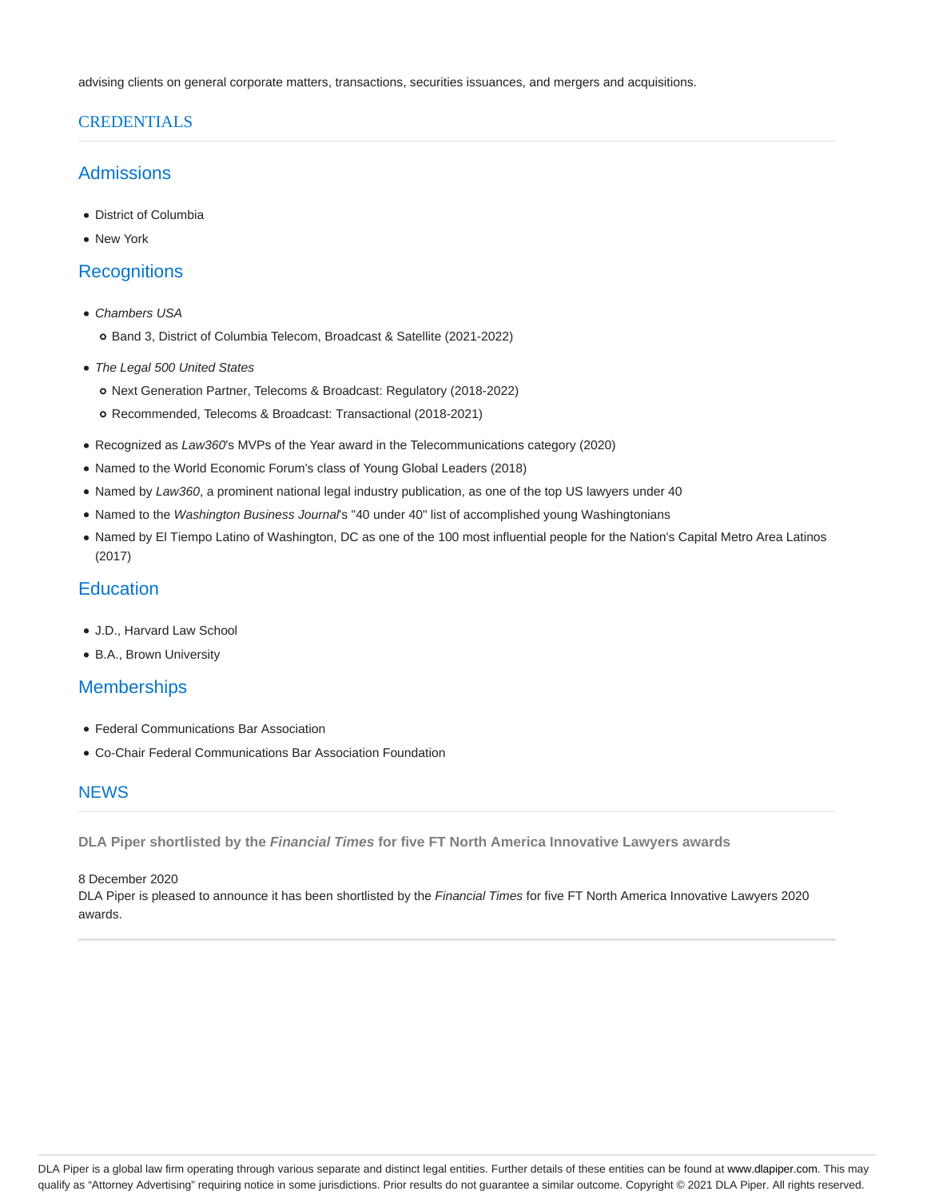advising clients on general corporate matters, transactions, securities issuances, and mergers and acquisitions.

## CREDENTIALS

### Admissions

- District of Columbia
- New York

### Recognitions

- *Chambers USA*
  - Band 3, District of Columbia Telecom, Broadcast & Satellite (2021-2022)
- *The Legal 500 United States*
  - Next Generation Partner, Telecoms & Broadcast: Regulatory (2018-2022)
  - Recommended, Telecoms & Broadcast: Transactional (2018-2021)
- Recognized as *Law360*'s MVPs of the Year award in the Telecommunications category (2020)
- Named to the World Economic Forum's class of Young Global Leaders (2018)
- Named by *Law360*, a prominent national legal industry publication, as one of the top US lawyers under 40
- Named to the *Washington Business Journal*'s "40 under 40" list of accomplished young Washingtonians
- Named by El Tiempo Latino of Washington, DC as one of the 100 most influential people for the Nation's Capital Metro Area Latinos (2017)

### Education

- J.D., Harvard Law School
- B.A., Brown University

### Memberships

- Federal Communications Bar Association
- Co-Chair Federal Communications Bar Association Foundation

## NEWS

**DLA Piper shortlisted by the *Financial Times* for five FT North America Innovative Lawyers awards**

8 December 2020
DLA Piper is pleased to announce it has been shortlisted by the *Financial Times* for five FT North America Innovative Lawyers 2020 awards.

DLA Piper is a global law firm operating through various separate and distinct legal entities. Further details of these entities can be found at www.dlapiper.com. This may qualify as "Attorney Advertising" requiring notice in some jurisdictions. Prior results do not guarantee a similar outcome. Copyright © 2021 DLA Piper. All rights reserved.